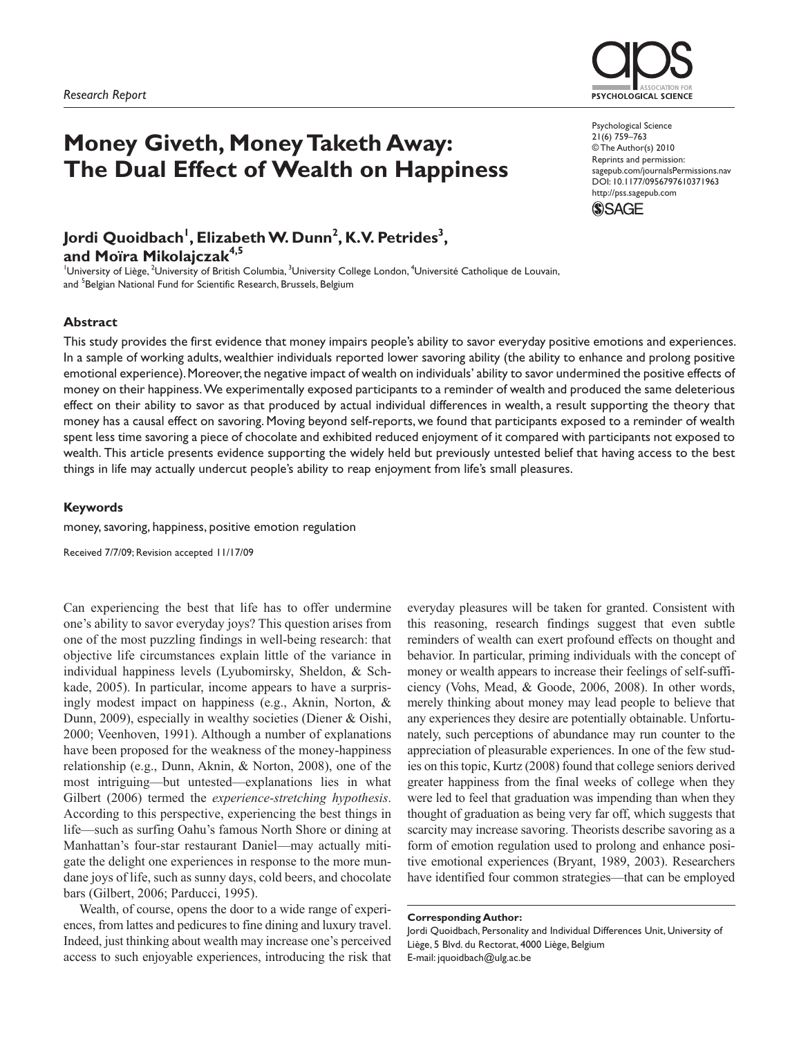Research Report

# Money Giveth, Money Taketh Away: The Dual Effect of Wealth on Happiness

Psychological Science
21(6) 759–763
© The Author(s) 2010
Reprints and permission:
sagepub.com/journalsPermissions.nav
DOI: 10.1177/0956797610371963
http://pss.sagepub.com

**Jordi Quoidbach[1], Elizabeth W. Dunn[2], K.V. Petrides[3], and Moïra Mikolajczak[4,5]**

[1]University of Liège, [2]University of British Columbia, [3]University College London, [4]Université Catholique de Louvain, and [5]Belgian National Fund for Scientific Research, Brussels, Belgium

## Abstract

This study provides the first evidence that money impairs people's ability to savor everyday positive emotions and experiences. In a sample of working adults, wealthier individuals reported lower savoring ability (the ability to enhance and prolong positive emotional experience). Moreover, the negative impact of wealth on individuals' ability to savor undermined the positive effects of money on their happiness. We experimentally exposed participants to a reminder of wealth and produced the same deleterious effect on their ability to savor as that produced by actual individual differences in wealth, a result supporting the theory that money has a causal effect on savoring. Moving beyond self-reports, we found that participants exposed to a reminder of wealth spent less time savoring a piece of chocolate and exhibited reduced enjoyment of it compared with participants not exposed to wealth. This article presents evidence supporting the widely held but previously untested belief that having access to the best things in life may actually undercut people's ability to reap enjoyment from life's small pleasures.

## Keywords

money, savoring, happiness, positive emotion regulation

Received 7/7/09; Revision accepted 11/17/09

Can experiencing the best that life has to offer undermine one's ability to savor everyday joys? This question arises from one of the most puzzling findings in well-being research: that objective life circumstances explain little of the variance in individual happiness levels (Lyubomirsky, Sheldon, & Schkade, 2005). In particular, income appears to have a surprisingly modest impact on happiness (e.g., Aknin, Norton, & Dunn, 2009), especially in wealthy societies (Diener & Oishi, 2000; Veenhoven, 1991). Although a number of explanations have been proposed for the weakness of the money-happiness relationship (e.g., Dunn, Aknin, & Norton, 2008), one of the most intriguing—but untested—explanations lies in what Gilbert (2006) termed the *experience-stretching hypothesis*. According to this perspective, experiencing the best things in life—such as surfing Oahu's famous North Shore or dining at Manhattan's four-star restaurant Daniel—may actually mitigate the delight one experiences in response to the more mundane joys of life, such as sunny days, cold beers, and chocolate bars (Gilbert, 2006; Parducci, 1995).

Wealth, of course, opens the door to a wide range of experiences, from lattes and pedicures to fine dining and luxury travel. Indeed, just thinking about wealth may increase one's perceived access to such enjoyable experiences, introducing the risk that everyday pleasures will be taken for granted. Consistent with this reasoning, research findings suggest that even subtle reminders of wealth can exert profound effects on thought and behavior. In particular, priming individuals with the concept of money or wealth appears to increase their feelings of self-sufficiency (Vohs, Mead, & Goode, 2006, 2008). In other words, merely thinking about money may lead people to believe that any experiences they desire are potentially obtainable. Unfortunately, such perceptions of abundance may run counter to the appreciation of pleasurable experiences. In one of the few studies on this topic, Kurtz (2008) found that college seniors derived greater happiness from the final weeks of college when they were led to feel that graduation was impending than when they thought of graduation as being very far off, which suggests that scarcity may increase savoring. Theorists describe savoring as a form of emotion regulation used to prolong and enhance positive emotional experiences (Bryant, 1989, 2003). Researchers have identified four common strategies—that can be employed

**Corresponding Author:**
Jordi Quoidbach, Personality and Individual Differences Unit, University of Liège, 5 Blvd. du Rectorat, 4000 Liège, Belgium
E-mail: jquoidbach@ulg.ac.be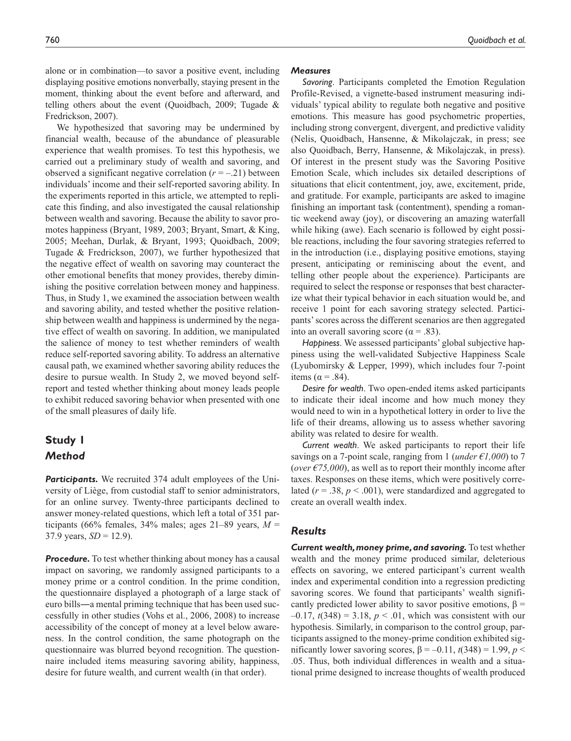alone or in combination—to savor a positive event, including displaying positive emotions nonverbally, staying present in the moment, thinking about the event before and afterward, and telling others about the event (Quoidbach, 2009; Tugade & Fredrickson, 2007).

We hypothesized that savoring may be undermined by financial wealth, because of the abundance of pleasurable experience that wealth promises. To test this hypothesis, we carried out a preliminary study of wealth and savoring, and observed a significant negative correlation ($r = -.21$) between individuals' income and their self-reported savoring ability. In the experiments reported in this article, we attempted to replicate this finding, and also investigated the causal relationship between wealth and savoring. Because the ability to savor promotes happiness (Bryant, 1989, 2003; Bryant, Smart, & King, 2005; Meehan, Durlak, & Bryant, 1993; Quoidbach, 2009; Tugade & Fredrickson, 2007), we further hypothesized that the negative effect of wealth on savoring may counteract the other emotional benefits that money provides, thereby diminishing the positive correlation between money and happiness. Thus, in Study 1, we examined the association between wealth and savoring ability, and tested whether the positive relationship between wealth and happiness is undermined by the negative effect of wealth on savoring. In addition, we manipulated the salience of money to test whether reminders of wealth reduce self-reported savoring ability. To address an alternative causal path, we examined whether savoring ability reduces the desire to pursue wealth. In Study 2, we moved beyond self-report and tested whether thinking about money leads people to exhibit reduced savoring behavior when presented with one of the small pleasures of daily life.

## Study 1

### Method

**Participants.** We recruited 374 adult employees of the University of Liège, from custodial staff to senior administrators, for an online survey. Twenty-three participants declined to answer money-related questions, which left a total of 351 participants (66% females, 34% males; ages 21–89 years, $M$ = 37.9 years, $SD$ = 12.9).

**Procedure.** To test whether thinking about money has a causal impact on savoring, we randomly assigned participants to a money prime or a control condition. In the prime condition, the questionnaire displayed a photograph of a large stack of euro bills—a mental priming technique that has been used successfully in other studies (Vohs et al., 2006, 2008) to increase accessibility of the concept of money at a level below awareness. In the control condition, the same photograph on the questionnaire was blurred beyond recognition. The questionnaire included items measuring savoring ability, happiness, desire for future wealth, and current wealth (in that order).

#### Measures

*Savoring*. Participants completed the Emotion Regulation Profile-Revised, a vignette-based instrument measuring individuals' typical ability to regulate both negative and positive emotions. This measure has good psychometric properties, including strong convergent, divergent, and predictive validity (Nelis, Quoidbach, Hansenne, & Mikolajczak, in press; see also Quoidbach, Berry, Hansenne, & Mikolajczak, in press). Of interest in the present study was the Savoring Positive Emotion Scale, which includes six detailed descriptions of situations that elicit contentment, joy, awe, excitement, pride, and gratitude. For example, participants are asked to imagine finishing an important task (contentment), spending a romantic weekend away (joy), or discovering an amazing waterfall while hiking (awe). Each scenario is followed by eight possible reactions, including the four savoring strategies referred to in the introduction (i.e., displaying positive emotions, staying present, anticipating or reminiscing about the event, and telling other people about the experience). Participants are required to select the response or responses that best characterize what their typical behavior in each situation would be, and receive 1 point for each savoring strategy selected. Participants' scores across the different scenarios are then aggregated into an overall savoring score ($\alpha = .83$).

*Happiness*. We assessed participants' global subjective happiness using the well-validated Subjective Happiness Scale (Lyubomirsky & Lepper, 1999), which includes four 7-point items ($\alpha = .84$).

*Desire for wealth*. Two open-ended items asked participants to indicate their ideal income and how much money they would need to win in a hypothetical lottery in order to live the life of their dreams, allowing us to assess whether savoring ability was related to desire for wealth.

*Current wealth*. We asked participants to report their life savings on a 7-point scale, ranging from 1 (*under €1,000*) to 7 (*over €75,000*), as well as to report their monthly income after taxes. Responses on these items, which were positively correlated ($r = .38$, $p < .001$), were standardized and aggregated to create an overall wealth index.

### Results

***Current wealth, money prime, and savoring.*** To test whether wealth and the money prime produced similar, deleterious effects on savoring, we entered participant's current wealth index and experimental condition into a regression predicting savoring scores. We found that participants' wealth significantly predicted lower ability to savor positive emotions, $\beta = -0.17$, $t(348) = 3.18$, $p < .01$, which was consistent with our hypothesis. Similarly, in comparison to the control group, participants assigned to the money-prime condition exhibited significantly lower savoring scores, $\beta = -0.11$, $t(348) = 1.99$, $p < .05$. Thus, both individual differences in wealth and a situational prime designed to increase thoughts of wealth produced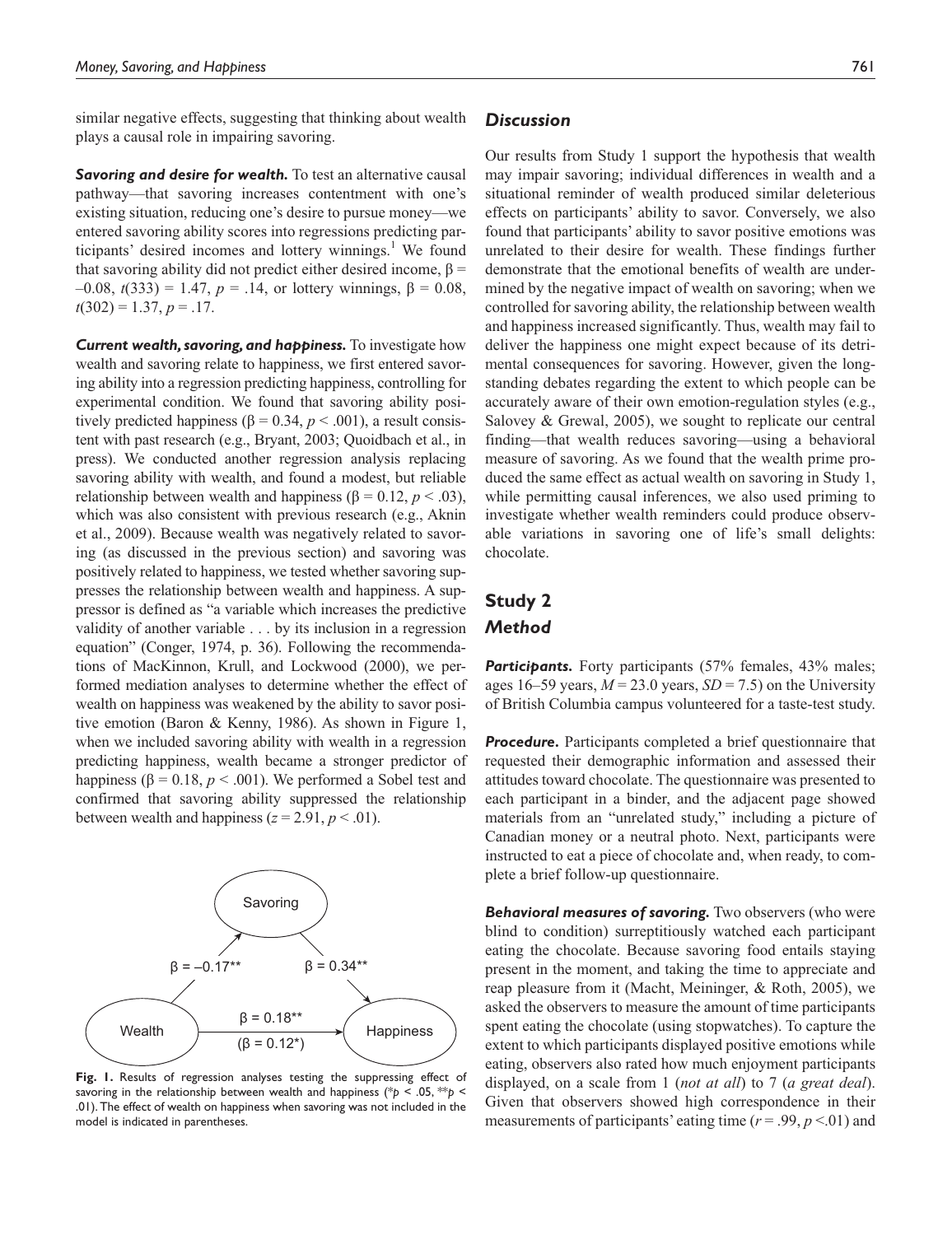similar negative effects, suggesting that thinking about wealth plays a causal role in impairing savoring.

***Savoring and desire for wealth.*** To test an alternative causal pathway—that savoring increases contentment with one's existing situation, reducing one's desire to pursue money—we entered savoring ability scores into regressions predicting participants' desired incomes and lottery winnings.[1] We found that savoring ability did not predict either desired income, $\beta = -0.08$, $t(333) = 1.47$, $p = .14$, or lottery winnings, $\beta = 0.08$, $t(302) = 1.37$, $p = .17$.

***Current wealth, savoring, and happiness.*** To investigate how wealth and savoring relate to happiness, we first entered savoring ability into a regression predicting happiness, controlling for experimental condition. We found that savoring ability positively predicted happiness ($\beta = 0.34$, $p < .001$), a result consistent with past research (e.g., Bryant, 2003; Quoidbach et al., in press). We conducted another regression analysis replacing savoring ability with wealth, and found a modest, but reliable relationship between wealth and happiness ($\beta = 0.12$, $p < .03$), which was also consistent with previous research (e.g., Aknin et al., 2009). Because wealth was negatively related to savoring (as discussed in the previous section) and savoring was positively related to happiness, we tested whether savoring suppresses the relationship between wealth and happiness. A suppressor is defined as "a variable which increases the predictive validity of another variable . . . by its inclusion in a regression equation" (Conger, 1974, p. 36). Following the recommendations of MacKinnon, Krull, and Lockwood (2000), we performed mediation analyses to determine whether the effect of wealth on happiness was weakened by the ability to savor positive emotion (Baron & Kenny, 1986). As shown in Figure 1, when we included savoring ability with wealth in a regression predicting happiness, wealth became a stronger predictor of happiness ($\beta = 0.18$, $p < .001$). We performed a Sobel test and confirmed that savoring ability suppressed the relationship between wealth and happiness ($z = 2.91$, $p < .01$).

Savoring

$\beta = -0.17^{**}$ $\beta = 0.34^{**}$

Wealth $\beta = 0.18^{**}$ ($\beta = 0.12^{*}$) Happiness

**Fig. 1.** Results of regression analyses testing the suppressing effect of savoring in the relationship between wealth and happiness ($^{*}p < .05$, $^{**}p < .01$). The effect of wealth on happiness when savoring was not included in the model is indicated in parentheses.

### *Discussion*

Our results from Study 1 support the hypothesis that wealth may impair savoring; individual differences in wealth and a situational reminder of wealth produced similar deleterious effects on participants' ability to savor. Conversely, we also found that participants' ability to savor positive emotions was unrelated to their desire for wealth. These findings further demonstrate that the emotional benefits of wealth are undermined by the negative impact of wealth on savoring; when we controlled for savoring ability, the relationship between wealth and happiness increased significantly. Thus, wealth may fail to deliver the happiness one might expect because of its detrimental consequences for savoring. However, given the long-standing debates regarding the extent to which people can be accurately aware of their own emotion-regulation styles (e.g., Salovey & Grewal, 2005), we sought to replicate our central finding—that wealth reduces savoring—using a behavioral measure of savoring. As we found that the wealth prime produced the same effect as actual wealth on savoring in Study 1, while permitting causal inferences, we also used priming to investigate whether wealth reminders could produce observable variations in savoring one of life's small delights: chocolate.

## Study 2

### *Method*

***Participants.*** Forty participants (57% females, 43% males; ages 16–59 years, $M = 23.0$ years, $SD = 7.5$) on the University of British Columbia campus volunteered for a taste-test study.

***Procedure.*** Participants completed a brief questionnaire that requested their demographic information and assessed their attitudes toward chocolate. The questionnaire was presented to each participant in a binder, and the adjacent page showed materials from an "unrelated study," including a picture of Canadian money or a neutral photo. Next, participants were instructed to eat a piece of chocolate and, when ready, to complete a brief follow-up questionnaire.

***Behavioral measures of savoring.*** Two observers (who were blind to condition) surreptitiously watched each participant eating the chocolate. Because savoring food entails staying present in the moment, and taking the time to appreciate and reap pleasure from it (Macht, Meininger, & Roth, 2005), we asked the observers to measure the amount of time participants spent eating the chocolate (using stopwatches). To capture the extent to which participants displayed positive emotions while eating, observers also rated how much enjoyment participants displayed, on a scale from 1 (*not at all*) to 7 (*a great deal*). Given that observers showed high correspondence in their measurements of participants' eating time ($r = .99$, $p < .01$) and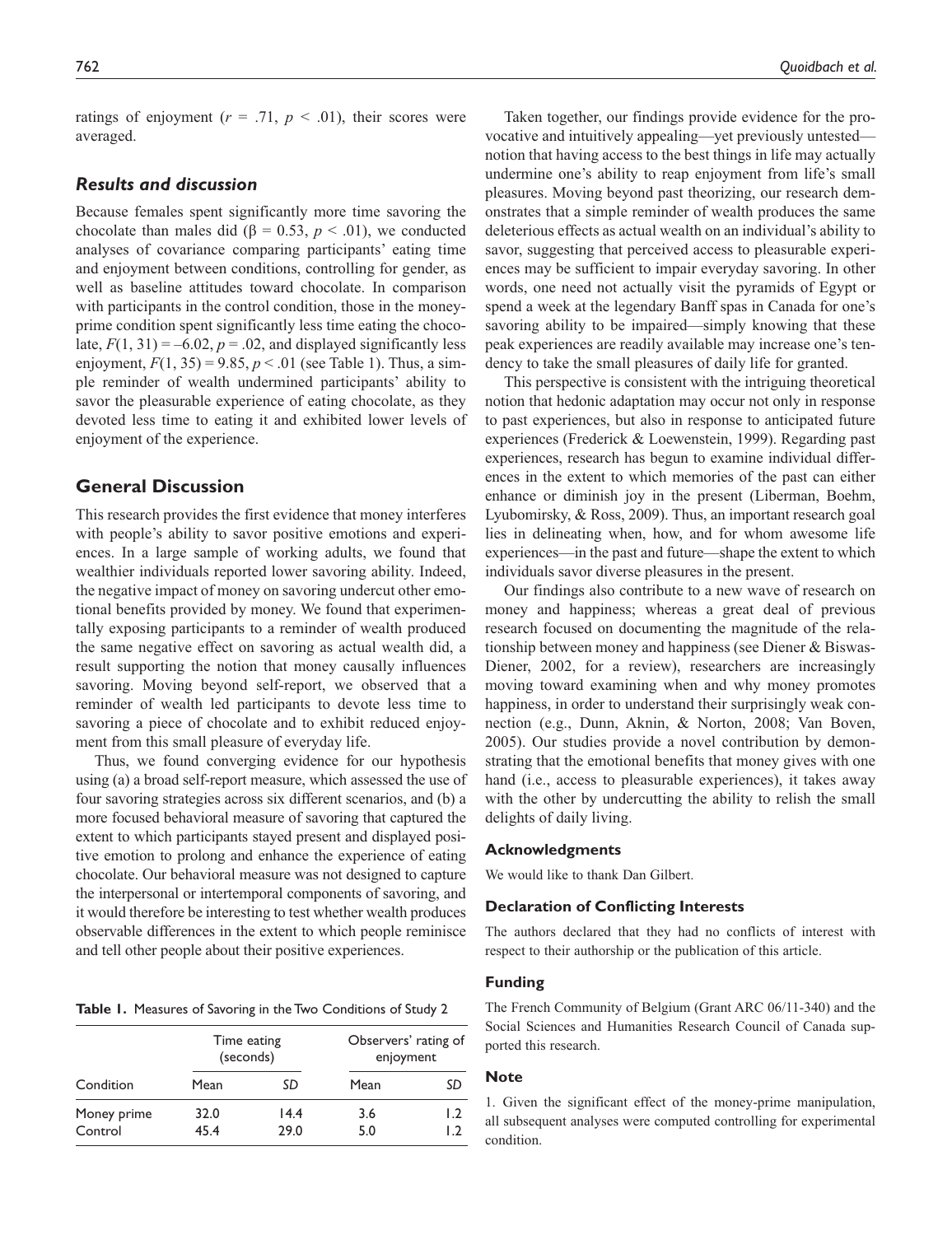ratings of enjoyment ($r = .71$, $p < .01$), their scores were averaged.

### Results and discussion

Because females spent significantly more time savoring the chocolate than males did ($\beta = 0.53$, $p < .01$), we conducted analyses of covariance comparing participants' eating time and enjoyment between conditions, controlling for gender, as well as baseline attitudes toward chocolate. In comparison with participants in the control condition, those in the money-prime condition spent significantly less time eating the chocolate, $F(1, 31) = -6.02$, $p = .02$, and displayed significantly less enjoyment, $F(1, 35) = 9.85$, $p < .01$ (see Table 1). Thus, a simple reminder of wealth undermined participants' ability to savor the pleasurable experience of eating chocolate, as they devoted less time to eating it and exhibited lower levels of enjoyment of the experience.

## General Discussion

This research provides the first evidence that money interferes with people's ability to savor positive emotions and experiences. In a large sample of working adults, we found that wealthier individuals reported lower savoring ability. Indeed, the negative impact of money on savoring undercut other emotional benefits provided by money. We found that experimentally exposing participants to a reminder of wealth produced the same negative effect on savoring as actual wealth did, a result supporting the notion that money causally influences savoring. Moving beyond self-report, we observed that a reminder of wealth led participants to devote less time to savoring a piece of chocolate and to exhibit reduced enjoyment from this small pleasure of everyday life.

Thus, we found converging evidence for our hypothesis using (a) a broad self-report measure, which assessed the use of four savoring strategies across six different scenarios, and (b) a more focused behavioral measure of savoring that captured the extent to which participants stayed present and displayed positive emotion to prolong and enhance the experience of eating chocolate. Our behavioral measure was not designed to capture the interpersonal or intertemporal components of savoring, and it would therefore be interesting to test whether wealth produces observable differences in the extent to which people reminisce and tell other people about their positive experiences.

**Table 1.** Measures of Savoring in the Two Conditions of Study 2

| | Time eating (seconds) | | Observers' rating of enjoyment | |
|---|---|---|---|---|
| Condition | Mean | *SD* | Mean | *SD* |
| Money prime | 32.0 | 14.4 | 3.6 | 1.2 |
| Control | 45.4 | 29.0 | 5.0 | 1.2 |

Taken together, our findings provide evidence for the provocative and intuitively appealing—yet previously untested—notion that having access to the best things in life may actually undermine one's ability to reap enjoyment from life's small pleasures. Moving beyond past theorizing, our research demonstrates that a simple reminder of wealth produces the same deleterious effects as actual wealth on an individual's ability to savor, suggesting that perceived access to pleasurable experiences may be sufficient to impair everyday savoring. In other words, one need not actually visit the pyramids of Egypt or spend a week at the legendary Banff spas in Canada for one's savoring ability to be impaired—simply knowing that these peak experiences are readily available may increase one's tendency to take the small pleasures of daily life for granted.

This perspective is consistent with the intriguing theoretical notion that hedonic adaptation may occur not only in response to past experiences, but also in response to anticipated future experiences (Frederick & Loewenstein, 1999). Regarding past experiences, research has begun to examine individual differences in the extent to which memories of the past can either enhance or diminish joy in the present (Liberman, Boehm, Lyubomirsky, & Ross, 2009). Thus, an important research goal lies in delineating when, how, and for whom awesome life experiences—in the past and future—shape the extent to which individuals savor diverse pleasures in the present.

Our findings also contribute to a new wave of research on money and happiness; whereas a great deal of previous research focused on documenting the magnitude of the relationship between money and happiness (see Diener & Biswas-Diener, 2002, for a review), researchers are increasingly moving toward examining when and why money promotes happiness, in order to understand their surprisingly weak connection (e.g., Dunn, Aknin, & Norton, 2008; Van Boven, 2005). Our studies provide a novel contribution by demonstrating that the emotional benefits that money gives with one hand (i.e., access to pleasurable experiences), it takes away with the other by undercutting the ability to relish the small delights of daily living.

### Acknowledgments

We would like to thank Dan Gilbert.

### Declaration of Conflicting Interests

The authors declared that they had no conflicts of interest with respect to their authorship or the publication of this article.

### Funding

The French Community of Belgium (Grant ARC 06/11-340) and the Social Sciences and Humanities Research Council of Canada supported this research.

### Note

1. Given the significant effect of the money-prime manipulation, all subsequent analyses were computed controlling for experimental condition.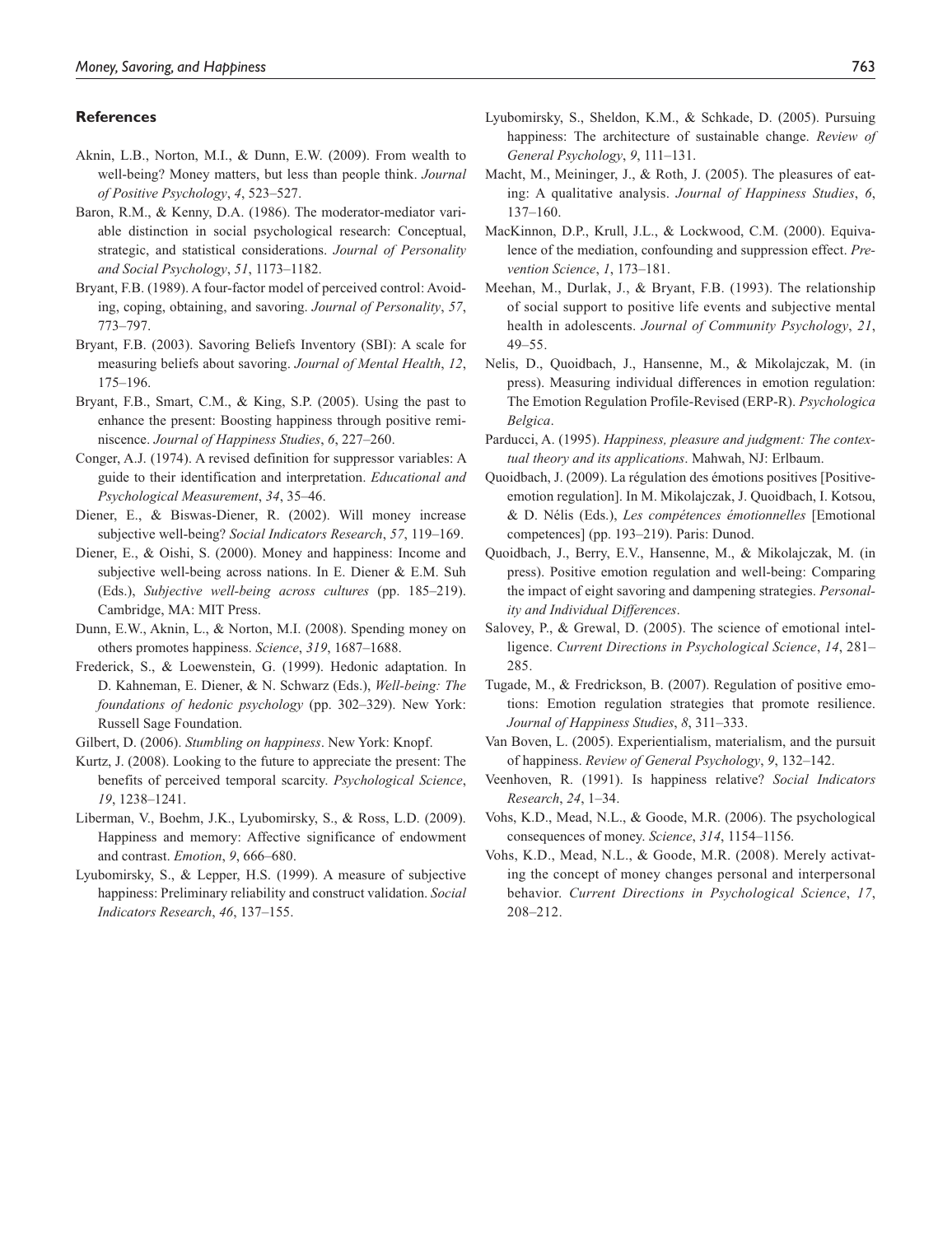## References

Aknin, L.B., Norton, M.I., & Dunn, E.W. (2009). From wealth to well-being? Money matters, but less than people think. *Journal of Positive Psychology*, *4*, 523–527.

Baron, R.M., & Kenny, D.A. (1986). The moderator-mediator variable distinction in social psychological research: Conceptual, strategic, and statistical considerations. *Journal of Personality and Social Psychology*, *51*, 1173–1182.

Bryant, F.B. (1989). A four-factor model of perceived control: Avoiding, coping, obtaining, and savoring. *Journal of Personality*, *57*, 773–797.

Bryant, F.B. (2003). Savoring Beliefs Inventory (SBI): A scale for measuring beliefs about savoring. *Journal of Mental Health*, *12*, 175–196.

Bryant, F.B., Smart, C.M., & King, S.P. (2005). Using the past to enhance the present: Boosting happiness through positive reminiscence. *Journal of Happiness Studies*, *6*, 227–260.

Conger, A.J. (1974). A revised definition for suppressor variables: A guide to their identification and interpretation. *Educational and Psychological Measurement*, *34*, 35–46.

Diener, E., & Biswas-Diener, R. (2002). Will money increase subjective well-being? *Social Indicators Research*, *57*, 119–169.

Diener, E., & Oishi, S. (2000). Money and happiness: Income and subjective well-being across nations. In E. Diener & E.M. Suh (Eds.), *Subjective well-being across cultures* (pp. 185–219). Cambridge, MA: MIT Press.

Dunn, E.W., Aknin, L., & Norton, M.I. (2008). Spending money on others promotes happiness. *Science*, *319*, 1687–1688.

Frederick, S., & Loewenstein, G. (1999). Hedonic adaptation. In D. Kahneman, E. Diener, & N. Schwarz (Eds.), *Well-being: The foundations of hedonic psychology* (pp. 302–329). New York: Russell Sage Foundation.

Gilbert, D. (2006). *Stumbling on happiness*. New York: Knopf.

Kurtz, J. (2008). Looking to the future to appreciate the present: The benefits of perceived temporal scarcity. *Psychological Science*, *19*, 1238–1241.

Liberman, V., Boehm, J.K., Lyubomirsky, S., & Ross, L.D. (2009). Happiness and memory: Affective significance of endowment and contrast. *Emotion*, *9*, 666–680.

Lyubomirsky, S., & Lepper, H.S. (1999). A measure of subjective happiness: Preliminary reliability and construct validation. *Social Indicators Research*, *46*, 137–155.

Lyubomirsky, S., Sheldon, K.M., & Schkade, D. (2005). Pursuing happiness: The architecture of sustainable change. *Review of General Psychology*, *9*, 111–131.

Macht, M., Meininger, J., & Roth, J. (2005). The pleasures of eating: A qualitative analysis. *Journal of Happiness Studies*, *6*, 137–160.

MacKinnon, D.P., Krull, J.L., & Lockwood, C.M. (2000). Equivalence of the mediation, confounding and suppression effect. *Prevention Science*, *1*, 173–181.

Meehan, M., Durlak, J., & Bryant, F.B. (1993). The relationship of social support to positive life events and subjective mental health in adolescents. *Journal of Community Psychology*, *21*, 49–55.

Nelis, D., Quoidbach, J., Hansenne, M., & Mikolajczak, M. (in press). Measuring individual differences in emotion regulation: The Emotion Regulation Profile-Revised (ERP-R). *Psychologica Belgica*.

Parducci, A. (1995). *Happiness, pleasure and judgment: The contextual theory and its applications*. Mahwah, NJ: Erlbaum.

Quoidbach, J. (2009). La régulation des émotions positives [Positive-emotion regulation]. In M. Mikolajczak, J. Quoidbach, I. Kotsou, & D. Nélis (Eds.), *Les compétences émotionnelles* [Emotional competences] (pp. 193–219). Paris: Dunod.

Quoidbach, J., Berry, E.V., Hansenne, M., & Mikolajczak, M. (in press). Positive emotion regulation and well-being: Comparing the impact of eight savoring and dampening strategies. *Personality and Individual Differences*.

Salovey, P., & Grewal, D. (2005). The science of emotional intelligence. *Current Directions in Psychological Science*, *14*, 281–285.

Tugade, M., & Fredrickson, B. (2007). Regulation of positive emotions: Emotion regulation strategies that promote resilience. *Journal of Happiness Studies*, *8*, 311–333.

Van Boven, L. (2005). Experientialism, materialism, and the pursuit of happiness. *Review of General Psychology*, *9*, 132–142.

Veenhoven, R. (1991). Is happiness relative? *Social Indicators Research*, *24*, 1–34.

Vohs, K.D., Mead, N.L., & Goode, M.R. (2006). The psychological consequences of money. *Science*, *314*, 1154–1156.

Vohs, K.D., Mead, N.L., & Goode, M.R. (2008). Merely activating the concept of money changes personal and interpersonal behavior. *Current Directions in Psychological Science*, *17*, 208–212.